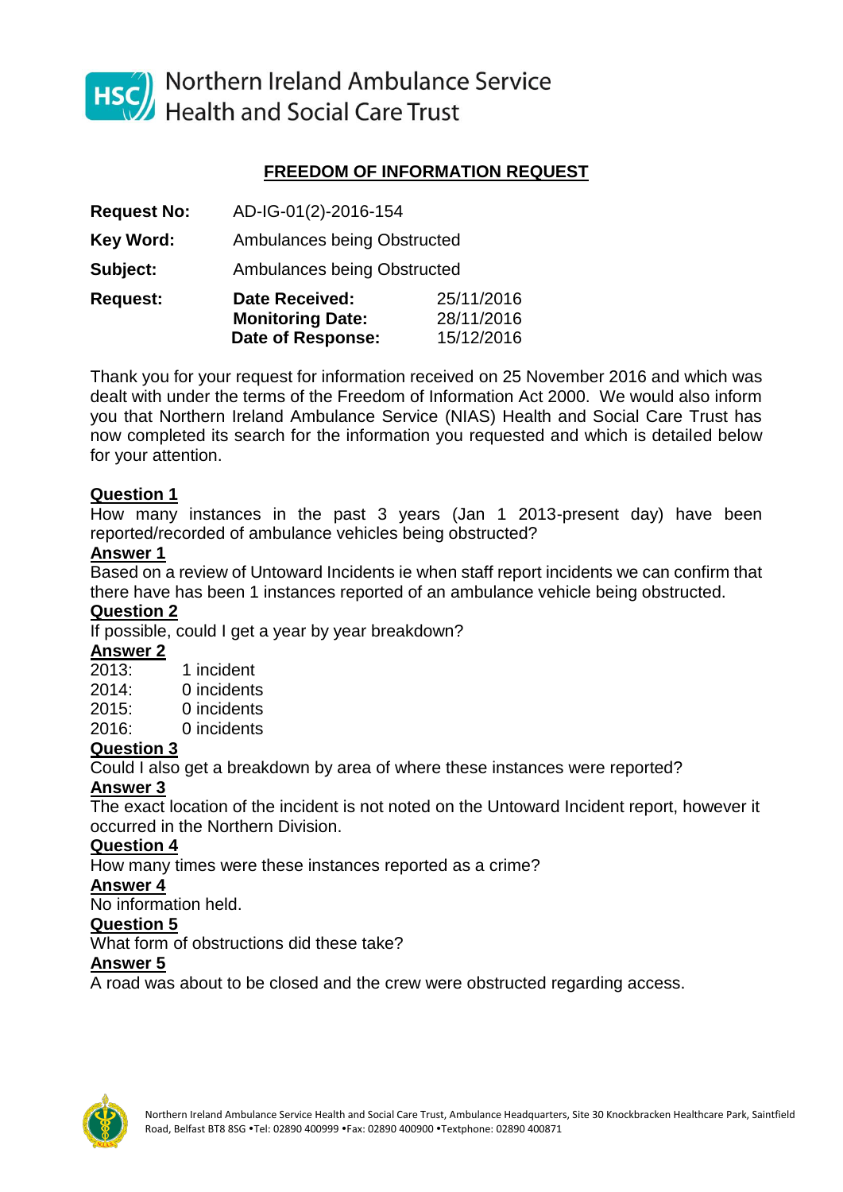Northern Ireland Ambulance Service
Health and Social Care Trust

## FREEDOM OF INFORMATION REQUEST

| | | |
|---|---|---|
| **Request No:** | AD-IG-01(2)-2016-154 | |
| **Key Word:** | Ambulances being Obstructed | |
| **Subject:** | Ambulances being Obstructed | |
| **Request:** | **Date Received:** | 25/11/2016 |
| | **Monitoring Date:** | 28/11/2016 |
| | **Date of Response:** | 15/12/2016 |

Thank you for your request for information received on 25 November 2016 and which was dealt with under the terms of the Freedom of Information Act 2000. We would also inform you that Northern Ireland Ambulance Service (NIAS) Health and Social Care Trust has now completed its search for the information you requested and which is detailed below for your attention.

**Question 1**

How many instances in the past 3 years (Jan 1 2013-present day) have been reported/recorded of ambulance vehicles being obstructed?

**Answer 1**

Based on a review of Untoward Incidents ie when staff report incidents we can confirm that there have has been 1 instances reported of an ambulance vehicle being obstructed.

**Question 2**

If possible, could I get a year by year breakdown?

**Answer 2**

2013: 1 incident
2014: 0 incidents
2015: 0 incidents
2016: 0 incidents

**Question 3**

Could I also get a breakdown by area of where these instances were reported?

**Answer 3**

The exact location of the incident is not noted on the Untoward Incident report, however it occurred in the Northern Division.

**Question 4**

How many times were these instances reported as a crime?

**Answer 4**

No information held.

**Question 5**

What form of obstructions did these take?

**Answer 5**

A road was about to be closed and the crew were obstructed regarding access.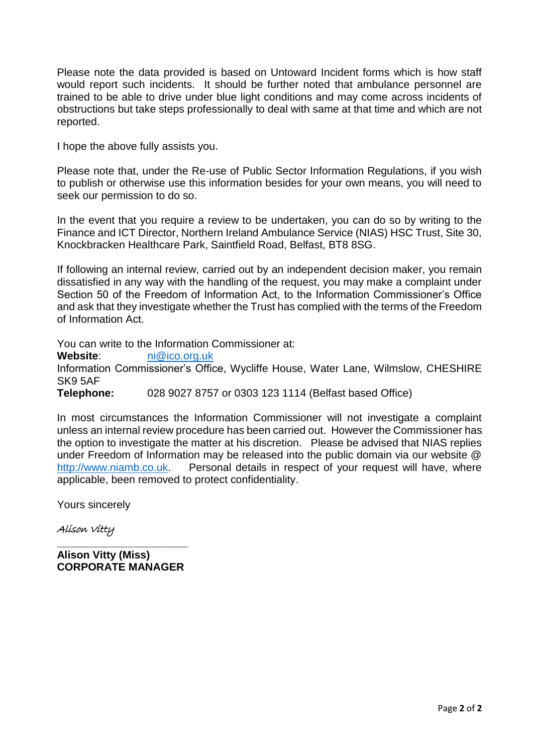Please note the data provided is based on Untoward Incident forms which is how staff would report such incidents. It should be further noted that ambulance personnel are trained to be able to drive under blue light conditions and may come across incidents of obstructions but take steps professionally to deal with same at that time and which are not reported.

I hope the above fully assists you.

Please note that, under the Re-use of Public Sector Information Regulations, if you wish to publish or otherwise use this information besides for your own means, you will need to seek our permission to do so.

In the event that you require a review to be undertaken, you can do so by writing to the Finance and ICT Director, Northern Ireland Ambulance Service (NIAS) HSC Trust, Site 30, Knockbracken Healthcare Park, Saintfield Road, Belfast, BT8 8SG.

If following an internal review, carried out by an independent decision maker, you remain dissatisfied in any way with the handling of the request, you may make a complaint under Section 50 of the Freedom of Information Act, to the Information Commissioner's Office and ask that they investigate whether the Trust has complied with the terms of the Freedom of Information Act.

You can write to the Information Commissioner at:
**Website**: ni@ico.org.uk
Information Commissioner's Office, Wycliffe House, Water Lane, Wilmslow, CHESHIRE SK9 5AF
**Telephone:** 028 9027 8757 or 0303 123 1114 (Belfast based Office)

In most circumstances the Information Commissioner will not investigate a complaint unless an internal review procedure has been carried out. However the Commissioner has the option to investigate the matter at his discretion. Please be advised that NIAS replies under Freedom of Information may be released into the public domain via our website @ http://www.niamb.co.uk. Personal details in respect of your request will have, where applicable, been removed to protect confidentiality.

Yours sincerely

*Alison Vitty*

______________________

**Alison Vitty (Miss)**
**CORPORATE MANAGER**